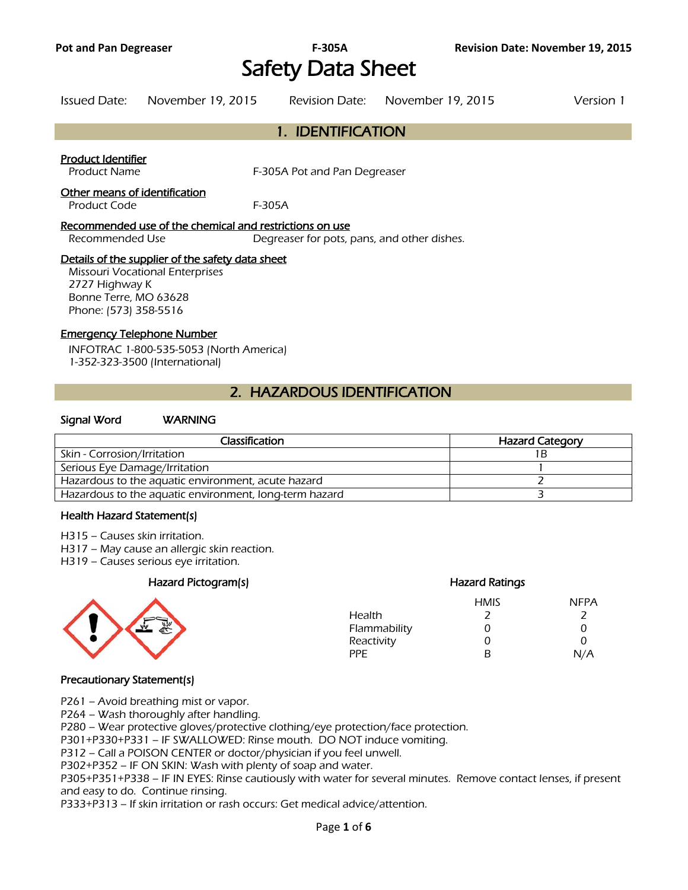# Safety Data Sheet

Issued Date: November 19, 2015 Revision Date: November 19, 2015 Version 1

## 1. IDENTIFICATION

**Product Identifier**

Product Name F-305A Pot and Pan Degreaser

**Other means of identification**

Product Code F-305A

**Recommended use of the chemical and restrictions on use**

Recommended Use Degreaser for pots, pans, and other dishes.

**Details of the supplier of the safety data sheet**

Missouri Vocational Enterprises
2727 Highway K
Bonne Terre, MO 63628
Phone: (573) 358-5516

**Emergency Telephone Number**

INFOTRAC 1-800-535-5053 (North America)
1-352-323-3500 (International)

## 2. HAZARDOUS IDENTIFICATION

**Signal Word** WARNING

| Classification | Hazard Category |
|---|---|
| Skin - Corrosion/Irritation | 1B |
| Serious Eye Damage/Irritation | 1 |
| Hazardous to the aquatic environment, acute hazard | 2 |
| Hazardous to the aquatic environment, long-term hazard | 3 |

**Health Hazard Statement(s)**

H315 – Causes skin irritation.
H317 – May cause an allergic skin reaction.
H319 – Causes serious eye irritation.

**Hazard Pictogram(s)**

**Hazard Ratings**

| | HMIS | NFPA |
|---|---|---|
| Health | 2 | 2 |
| Flammability | 0 | 0 |
| Reactivity | 0 | 0 |
| PPE | B | N/A |

**Precautionary Statement(s)**

P261 – Avoid breathing mist or vapor.
P264 – Wash thoroughly after handling.
P280 – Wear protective gloves/protective clothing/eye protection/face protection.
P301+P330+P331 – IF SWALLOWED: Rinse mouth. DO NOT induce vomiting.
P312 – Call a POISON CENTER or doctor/physician if you feel unwell.
P302+P352 – IF ON SKIN: Wash with plenty of soap and water.
P305+P351+P338 – IF IN EYES: Rinse cautiously with water for several minutes. Remove contact lenses, if present and easy to do. Continue rinsing.
P333+P313 – If skin irritation or rash occurs: Get medical advice/attention.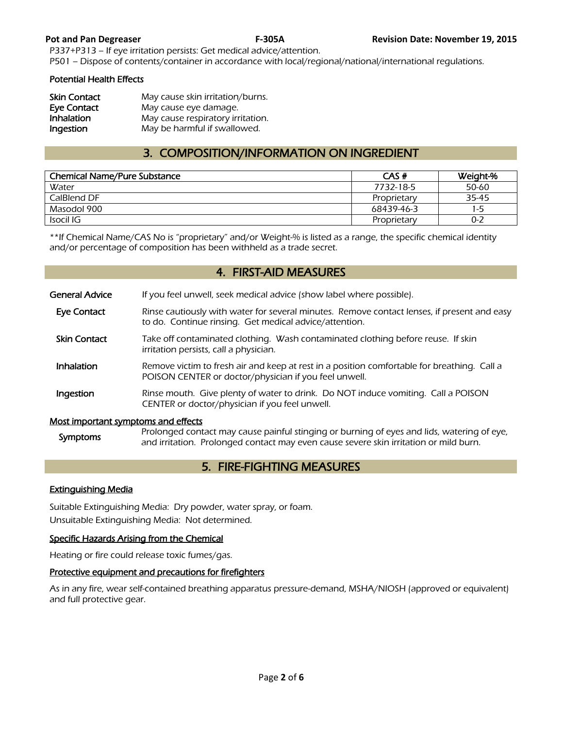P337+P313 – If eye irritation persists: Get medical advice/attention.
P501 – Dispose of contents/container in accordance with local/regional/national/international regulations.

### Potential Health Effects

**Skin Contact** May cause skin irritation/burns.
**Eye Contact** May cause eye damage.
**Inhalation** May cause respiratory irritation.
**Ingestion** May be harmful if swallowed.

## 3. COMPOSITION/INFORMATION ON INGREDIENT

| Chemical Name/Pure Substance | CAS # | Weight-% |
|---|---|---|
| Water | 7732-18-5 | 50-60 |
| CalBlend DF | Proprietary | 35-45 |
| Masodol 900 | 68439-46-3 | 1-5 |
| Isocil IG | Proprietary | 0-2 |

**If Chemical Name/CAS No is "proprietary" and/or Weight-% is listed as a range, the specific chemical identity and/or percentage of composition has been withheld as a trade secret.

## 4. FIRST-AID MEASURES

**General Advice** If you feel unwell, seek medical advice (show label where possible).

**Eye Contact** Rinse cautiously with water for several minutes. Remove contact lenses, if present and easy to do. Continue rinsing. Get medical advice/attention.

**Skin Contact** Take off contaminated clothing. Wash contaminated clothing before reuse. If skin irritation persists, call a physician.

**Inhalation** Remove victim to fresh air and keep at rest in a position comfortable for breathing. Call a POISON CENTER or doctor/physician if you feel unwell.

**Ingestion** Rinse mouth. Give plenty of water to drink. Do NOT induce vomiting. Call a POISON CENTER or doctor/physician if you feel unwell.

### Most important symptoms and effects

**Symptoms** Prolonged contact may cause painful stinging or burning of eyes and lids, watering of eye, and irritation. Prolonged contact may even cause severe skin irritation or mild burn.

## 5. FIRE-FIGHTING MEASURES

### Extinguishing Media

Suitable Extinguishing Media: Dry powder, water spray, or foam.
Unsuitable Extinguishing Media: Not determined.

### Specific Hazards Arising from the Chemical

Heating or fire could release toxic fumes/gas.

### Protective equipment and precautions for firefighters

As in any fire, wear self-contained breathing apparatus pressure-demand, MSHA/NIOSH (approved or equivalent) and full protective gear.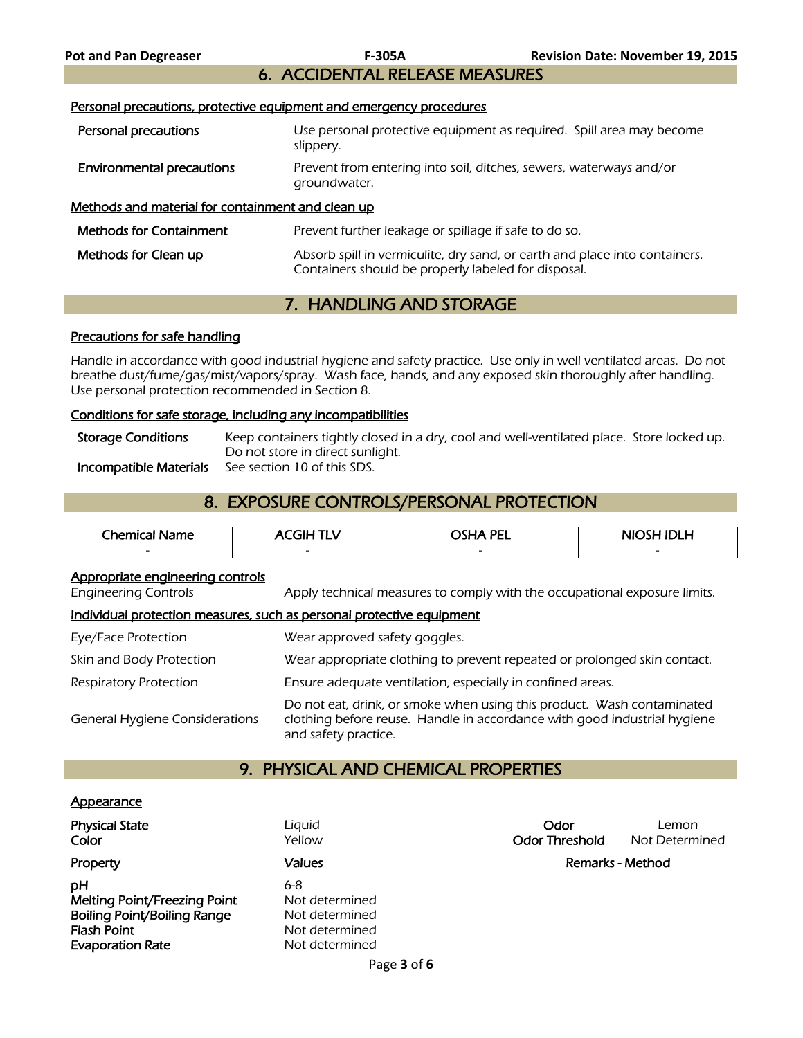## 6. ACCIDENTAL RELEASE MEASURES

### Personal precautions, protective equipment and emergency procedures

**Personal precautions**
Use personal protective equipment as required. Spill area may become slippery.

**Environmental precautions**
Prevent from entering into soil, ditches, sewers, waterways and/or groundwater.

### Methods and material for containment and clean up

**Methods for Containment**
Prevent further leakage or spillage if safe to do so.

**Methods for Clean up**
Absorb spill in vermiculite, dry sand, or earth and place into containers. Containers should be properly labeled for disposal.

## 7. HANDLING AND STORAGE

### Precautions for safe handling

Handle in accordance with good industrial hygiene and safety practice. Use only in well ventilated areas. Do not breathe dust/fume/gas/mist/vapors/spray. Wash face, hands, and any exposed skin thoroughly after handling. Use personal protection recommended in Section 8.

### Conditions for safe storage, including any incompatibilities

**Storage Conditions**
Keep containers tightly closed in a dry, cool and well-ventilated place. Store locked up. Do not store in direct sunlight.

**Incompatible Materials**
See section 10 of this SDS.

## 8. EXPOSURE CONTROLS/PERSONAL PROTECTION

| Chemical Name | ACGIH TLV | OSHA PEL | NIOSH IDLH |
|---|---|---|---|
| - | - | - | - |

### Appropriate engineering controls

Engineering Controls
Apply technical measures to comply with the occupational exposure limits.

### Individual protection measures, such as personal protective equipment

Eye/Face Protection
Wear approved safety goggles.

Skin and Body Protection
Wear appropriate clothing to prevent repeated or prolonged skin contact.

Respiratory Protection
Ensure adequate ventilation, especially in confined areas.

General Hygiene Considerations
Do not eat, drink, or smoke when using this product. Wash contaminated clothing before reuse. Handle in accordance with good industrial hygiene and safety practice.

## 9. PHYSICAL AND CHEMICAL PROPERTIES

### Appearance

**Physical State**: Liquid
**Color**: Yellow
**Odor**: Lemon
**Odor Threshold**: Not Determined

| Property | Values | Remarks - Method |
|---|---|---|
| **pH** | 6-8 | |
| **Melting Point/Freezing Point** | Not determined | |
| **Boiling Point/Boiling Range** | Not determined | |
| **Flash Point** | Not determined | |
| **Evaporation Rate** | Not determined | |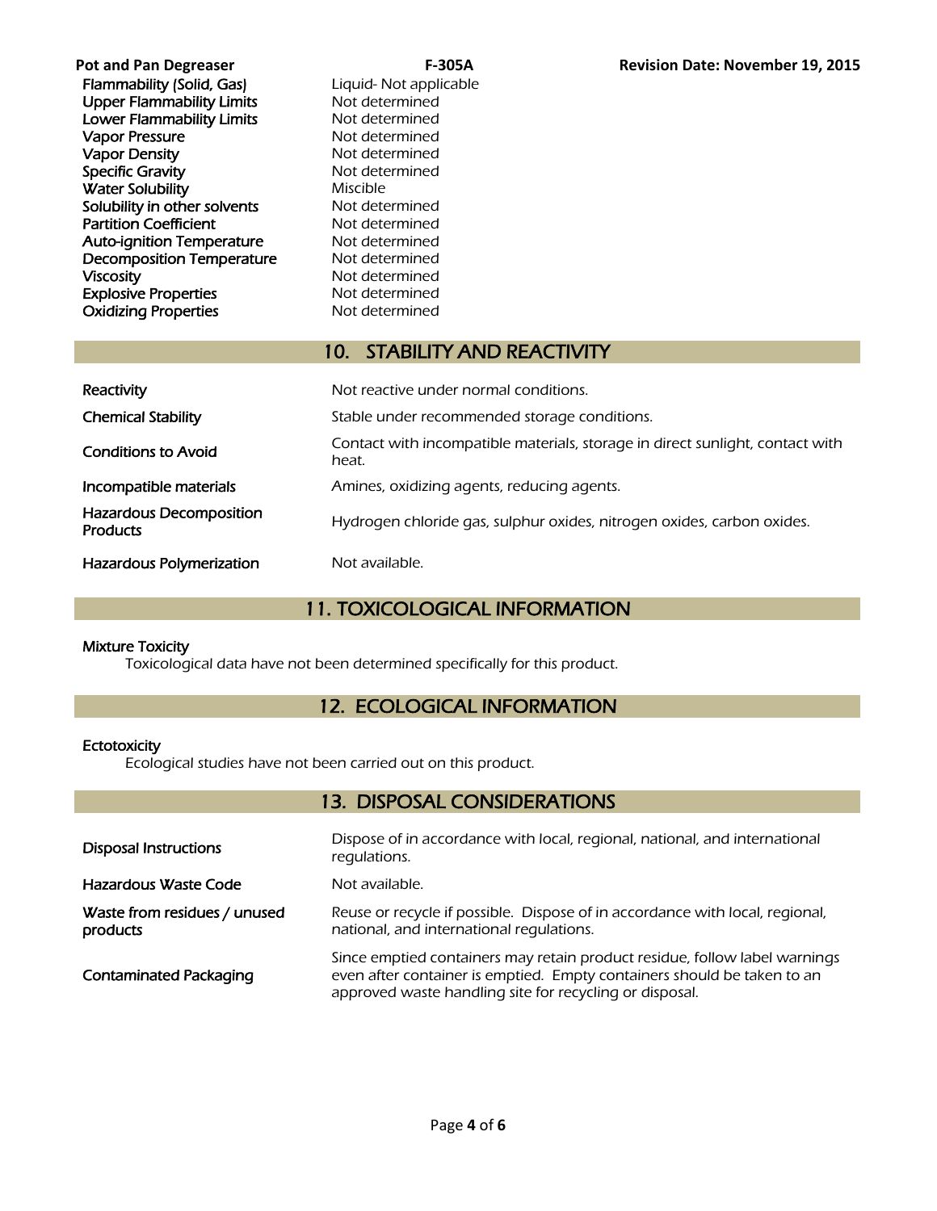| | |
|---|---|
| Flammability (Solid, Gas) | Liquid- Not applicable |
| Upper Flammability Limits | Not determined |
| Lower Flammability Limits | Not determined |
| Vapor Pressure | Not determined |
| Vapor Density | Not determined |
| Specific Gravity | Not determined |
| Water Solubility | Miscible |
| Solubility in other solvents | Not determined |
| Partition Coefficient | Not determined |
| Auto-ignition Temperature | Not determined |
| Decomposition Temperature | Not determined |
| Viscosity | Not determined |
| Explosive Properties | Not determined |
| Oxidizing Properties | Not determined |

## 10. STABILITY AND REACTIVITY

| | |
|---|---|
| Reactivity | Not reactive under normal conditions. |
| Chemical Stability | Stable under recommended storage conditions. |
| Conditions to Avoid | Contact with incompatible materials, storage in direct sunlight, contact with heat. |
| Incompatible materials | Amines, oxidizing agents, reducing agents. |
| Hazardous Decomposition Products | Hydrogen chloride gas, sulphur oxides, nitrogen oxides, carbon oxides. |
| Hazardous Polymerization | Not available. |

## 11. TOXICOLOGICAL INFORMATION

**Mixture Toxicity**

Toxicological data have not been determined specifically for this product.

## 12. ECOLOGICAL INFORMATION

**Ectotoxicity**

Ecological studies have not been carried out on this product.

## 13. DISPOSAL CONSIDERATIONS

| | |
|---|---|
| Disposal Instructions | Dispose of in accordance with local, regional, national, and international regulations. |
| Hazardous Waste Code | Not available. |
| Waste from residues / unused products | Reuse or recycle if possible. Dispose of in accordance with local, regional, national, and international regulations. |
| Contaminated Packaging | Since emptied containers may retain product residue, follow label warnings even after container is emptied. Empty containers should be taken to an approved waste handling site for recycling or disposal. |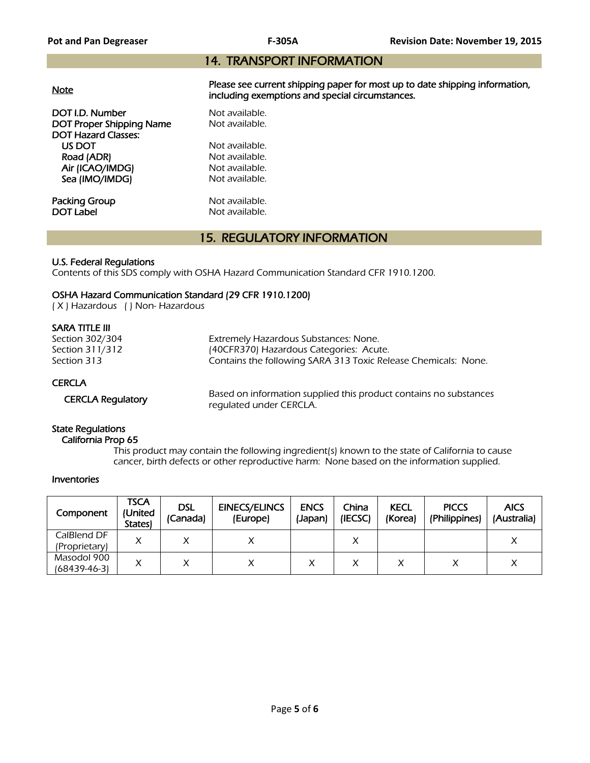## 14. TRANSPORT INFORMATION

**Note**  
**Please see current shipping paper for most up to date shipping information, including exemptions and special circumstances.**

**DOT I.D. Number** Not available.  
**DOT Proper Shipping Name** Not available.  
**DOT Hazard Classes:**  
**US DOT** Not available.  
**Road (ADR)** Not available.  
**Air (ICAO/IMDG)** Not available.  
**Sea (IMO/IMDG)** Not available.

**Packing Group** Not available.  
**DOT Label** Not available.

## 15. REGULATORY INFORMATION

**U.S. Federal Regulations**  
Contents of this SDS comply with OSHA Hazard Communication Standard CFR 1910.1200.

**OSHA Hazard Communication Standard (29 CFR 1910.1200)**  
( X ) Hazardous ( ) Non- Hazardous

**SARA TITLE III**  
Section 302/304 Extremely Hazardous Substances: None.  
Section 311/312 (40CFR370) Hazardous Categories: Acute.  
Section 313 Contains the following SARA 313 Toxic Release Chemicals: None.

**CERCLA**

**CERCLA Regulatory** Based on information supplied this product contains no substances regulated under CERCLA.

**State Regulations**  
**California Prop 65**  
This product may contain the following ingredient(s) known to the state of California to cause cancer, birth defects or other reproductive harm: None based on the information supplied.

**Inventories**

| Component | TSCA (United States) | DSL (Canada) | EINECS/ELINCS (Europe) | ENCS (Japan) | China (IECSC) | KECL (Korea) | PICCS (Philippines) | AICS (Australia) |
|---|---|---|---|---|---|---|---|---|
| CalBlend DF (Proprietary) | X | X | X | | X | | | X |
| Masodol 900 (68439-46-3) | X | X | X | X | X | X | X | X |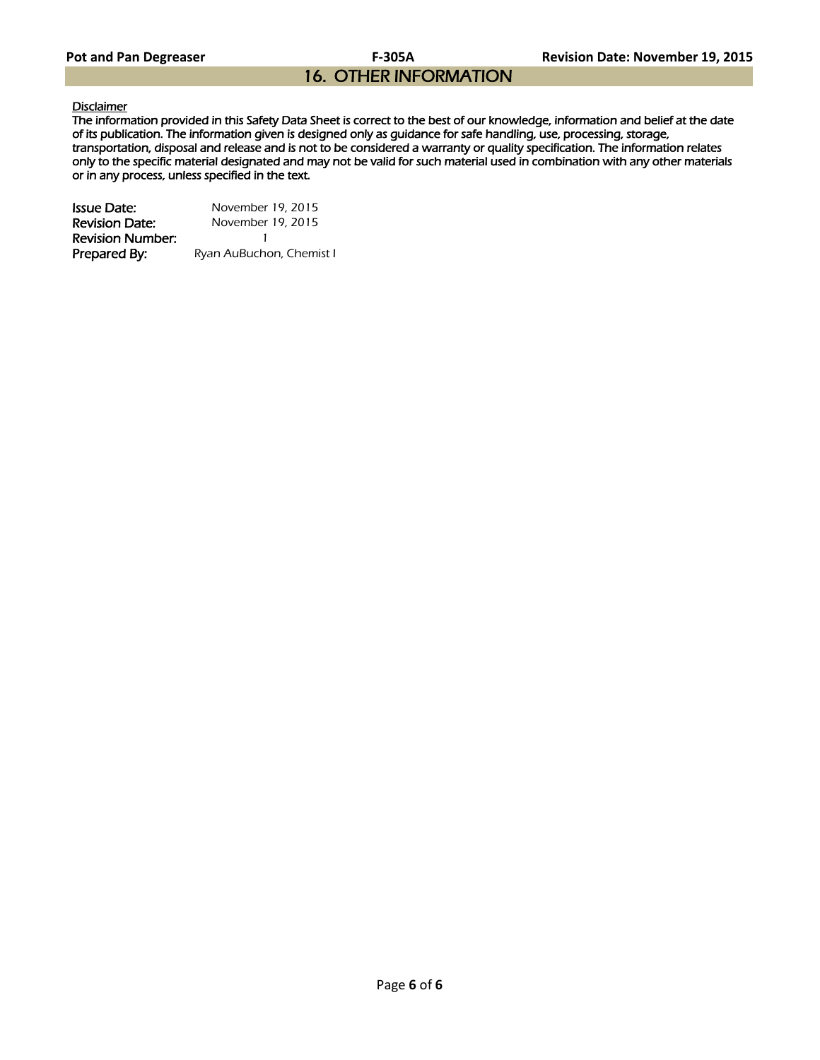## 16. OTHER INFORMATION

Disclaimer

The information provided in this Safety Data Sheet is correct to the best of our knowledge, information and belief at the date of its publication. The information given is designed only as guidance for safe handling, use, processing, storage, transportation, disposal and release and is not to be considered a warranty or quality specification. The information relates only to the specific material designated and may not be valid for such material used in combination with any other materials or in any process, unless specified in the text.

| | |
|---|---|
| **Issue Date:** | November 19, 2015 |
| **Revision Date:** | November 19, 2015 |
| **Revision Number:** | 1 |
| **Prepared By:** | Ryan AuBuchon, Chemist I |